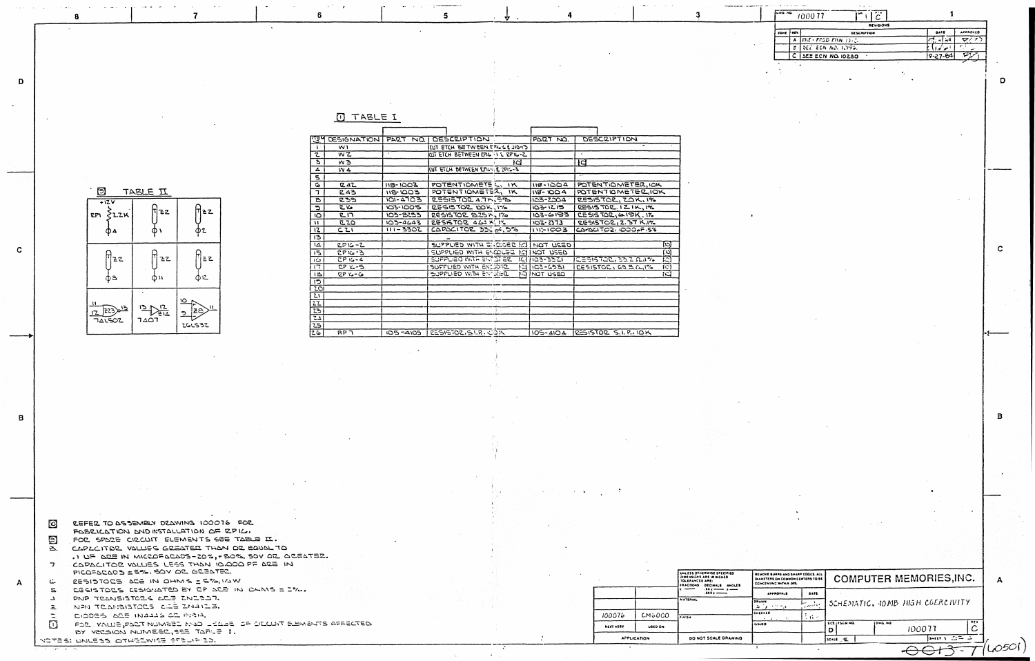| DWG NO. | 100077 | REV | C |
|---|---|---|---|

REVISIONS

| ZONE | REV | DESCRIPTION | DATE | APPROVED |
|---|---|---|---|---|
| | A | INIT. PROD. ECN 13-3 | | |
| | B | SEE ECN NO. 10196 | | |
| | C | SEE ECN NO. 10280 | 9-27-84 | |

## ① TABLE I

| ITEM | DESIGNATION | PART NO. | DESCRIPTION | PART NO. | DESCRIPTION |
|---|---|---|---|---|---|
| 1 | W1 | | CUT ETCH BETWEEN RP16 & 310-3 | | |
| 2 | W2 | | CUT ETCH BETWEEN RP16-1 & RP16-2 | | |
| 3 | W3 | | ⓒ | | ⓒ |
| 4 | W4 | | CUT ETCH BETWEEN RP16 & RP16-3 | | |
| 5 | | | | | |
| 6 | R42 | 118-1003 | POTENTIOMETER, 1K | 118-1004 | POTENTIOMETER, 10K |
| 7 | R43 | 118-1003 | POTENTIOMETER, 1K | 118-1004 | POTENTIOMETER, 10K |
| 8 | R35 | 101-4703 | RESISTOR 4.7K, 5% | 103-2004 | RESISTOR, 20K, 1% |
| 9 | R16 | 103-1005 | RESISTOR 100K, 1% | 103-1215 | RESISTOR, 121K, 1% |
| 10 | R17 | 103-8253 | RESISTOR 825K, 1% | 103-6193 | RESISTOR, 619K, 1% |
| 11 | R20 | 103-4643 | RESISTOR 464K, 1% | 103-2373 | RESISTOR, 2.37K 1% |
| 12 | C21 | 111-3302 | CAPACITOR 330pF, 5% | 111-1003 | CAPACITOR, 1000pF, 5% |
| 13 | | | | | |
| 14 | RP16-2 | | SUPPLIED WITH ENCODER ⓒ | NOT USED | ⓒ |
| 15 | RP16-3 | | SUPPLIED WITH ENCODER ⓒ | NOT USED | ⓒ |
| 16 | RP16-4 | | SUPPLIED WITH ENCODER ⓒ | 103-3321 | RESISTOR, 332 Ω, 1% ⓒ |
| 17 | RP16-5 | | SUPPLIED WITH ENCODER ⓒ | 103-6981 | RESISTOR, 698 Ω, 1% ⓒ |
| 18 | RP16-6 | | SUPPLIED WITH ENCODER ⓒ | NOT USED | ⓒ |
| 19 | | | | | |
| 20 | | | | | |
| 21 | | | | | |
| 22 | | | | | |
| 23 | | | | | |
| 24 | | | | | |
| 25 | | | | | |
| 26 | RP7 | 105-4103 | RESISTOR, S.I.P., 1K | 105-4104 | RESISTOR S.I.P., 10K |

## ⑧ TABLE II

| | | |
|---|---|---|
| +12V, RP1 2.2K, pin 4 | 22, pin 1 | 22, pin 2 |
| 22, pin 3 | 22, pin 11 | 22, pin 12 |
| 74LS02 (11, 12, 13, E23) | 7407 (13, 12, E14) | 26LS32 (10, 9, 11, 28) |

NOTES: UNLESS OTHERWISE SPECIFIED.

9. ⓒ REFER TO ASSEMBLY DRAWING 100076 FOR FABRICATION AND INSTALLATION OF RP16.
8. ⑧ FOR SPARE CIRCUIT ELEMENTS SEE TABLE II.
8. CAPACITOR VALUES GREATER THAN OR EQUAL TO .1 UF ARE IN MICROFARADS -20%, +80%. 50V OR GREATER.
7. CAPACITOR VALUES LESS THAN 10,000 PF ARE IN PICOFARADS ±5%. 50V OR GREATER.
6. RESISTORS ARE IN OHMS ±5%, 1/4W
5. RESISTORS DESIGNATED BY RP ARE IN OHMS ±2%.
4. PNP TRANSISTORS ARE 2N2907.
3. NPN TRANSISTORS ARE 2N4123.
2. DIODES ARE 1N4446 OR 1N914.
1. ① FOR VALUE, PART NUMBER AND USAGE OF CIRCUIT ELEMENTS AFFECTED BY VERSION NUMBER, SEE TABLE I.

| | |
|---|---|
| 100076 | CM6000 |
| NEXT ASSY | USED ON |
| APPLICATION | |

UNLESS OTHERWISE SPECIFIED DIMENSIONS ARE IN INCHES TOLERANCES ARE: FRACTIONS DECIMALS ANGLES

MATERIAL

FINISH

DO NOT SCALE DRAWING

REMOVE BURRS AND SHARP EDGES. ALL DIAMETERS ON COMMON CENTERS TO BE CONCENTRIC WITHIN .005.

APPROVALS | DATE
DRAWN
CHECKED
ISSUED

**COMPUTER MEMORIES, INC.**

SCHEMATIC, 40MB HIGH COERCIVITY

| SIZE | FSCM NO. | DWG NO. | REV |
|---|---|---|---|
| D | | 100077 | C |

SCALE: NONE

SHEET 1 OF 2

0013-7 (60501)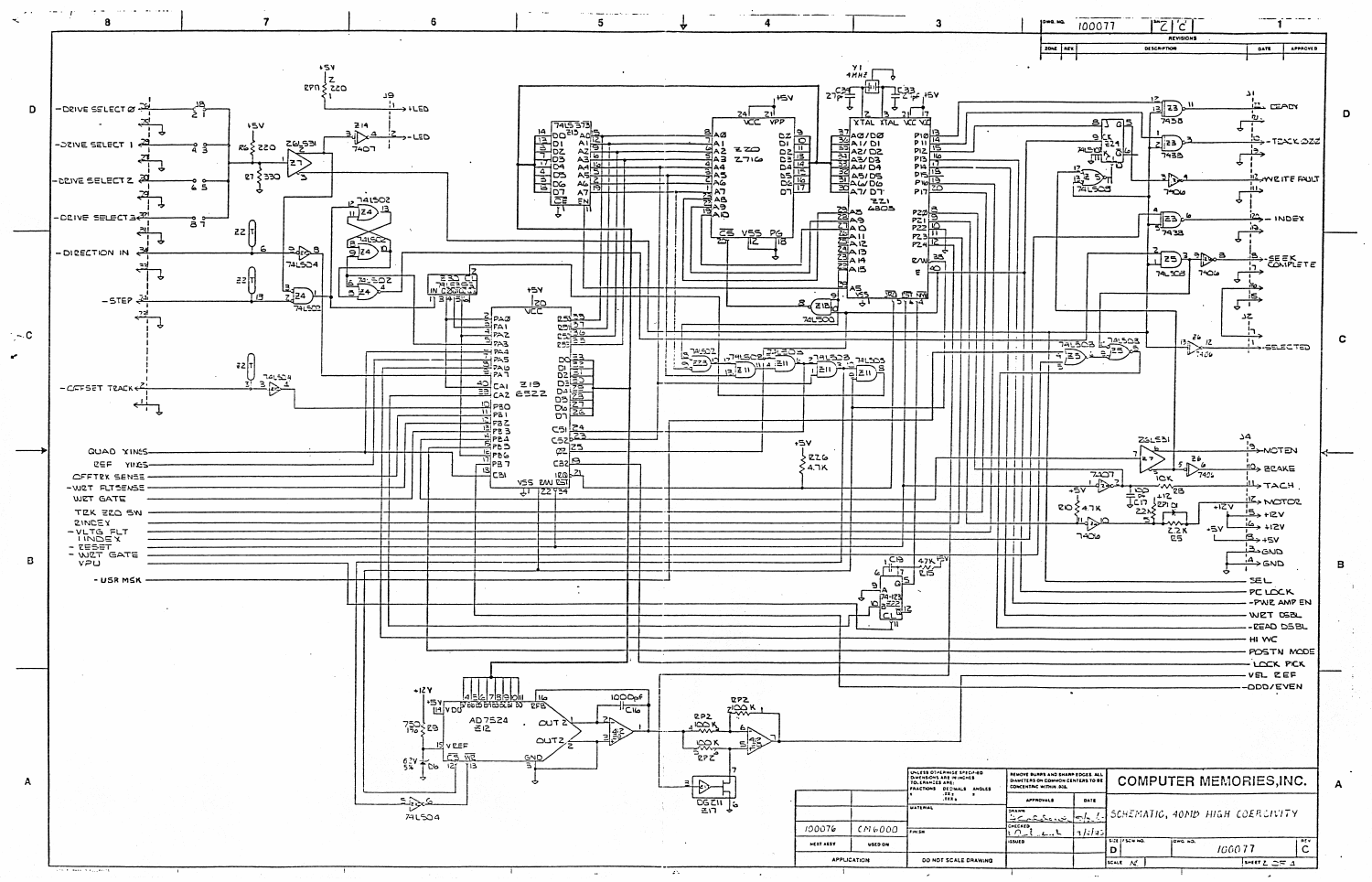# COMPUTER MEMORIES, INC.

## SCHEMATIC, 40MB HIGH COERCIVITY

| DWG. NO. | 100077 | C | C |
|---|---|---|---|

**REVISIONS**

| ZONE | REV | DESCRIPTION | DATE | APPROVED |
|---|---|---|---|---|
| | | | | |

**Signals (left side):**

- -DRIVE SELECT 0
- -DRIVE SELECT 1
- -DRIVE SELECT 2
- -DRIVE SELECT 3
- -DIRECTION IN
- -STEP
- -OFFSET TRACK
- QUAD XINGS
- REF XINGS
- OFFTRK SENSE
- -WRT FLTSENSE
- WRT GATE
- TRK ZRO SW
- ZINDEX
- -VLTG FLT
- INDEX
- -RESET
- -WRT GATE
- VPU
- -USR MSK

**Signals (right side):**

- J1: READY, -TRACK 000, -WRITE FAULT, -INDEX, -SEEK COMPLETE, -SELECTED
- J2
- J4: MOTEN, BRAKE, TACH, MOTOR, +12V, +12V, +5V, GND, GND
- SEL
- PC LOCK
- -PWR AMP EN
- WRT DSBL
- -READ DSBL
- HI WC
- POSTN MODE
- -LOCK PICK
- VEL REF
- -ODD/EVEN

**Components:** Z21 6803, Z20 2716, Z15 74LS373, Z19 6522, Z18 AD7524, Z17 DG211, Z7 26LS31, Z14 7407, Z23 7438, Z24 74LS02, Z25 74LS08, Z26 7406, Z11 74LS00, Z22 74LS04, Y1 4 MHZ, 74-123

| | |
|---|---|
| 100076 | CM6000 |
| NEXT ASSY | USED ON |
| APPLICATION | |

UNLESS OTHERWISE SPECIFIED DIMENSIONS ARE IN INCHES. TOLERANCES ARE: FRACTIONS, DECIMALS, ANGLES

REMOVE BURRS AND SHARP EDGES. ALL DIAMETERS ON COMMON CENTERS TO BE CONCENTRIC WITHIN .005

DO NOT SCALE DRAWING

| SIZE | FSCM NO. | DWG. NO. | REV |
|---|---|---|---|
| D | | 100077 | C |

SCALE: N — SHEET 2 OF 4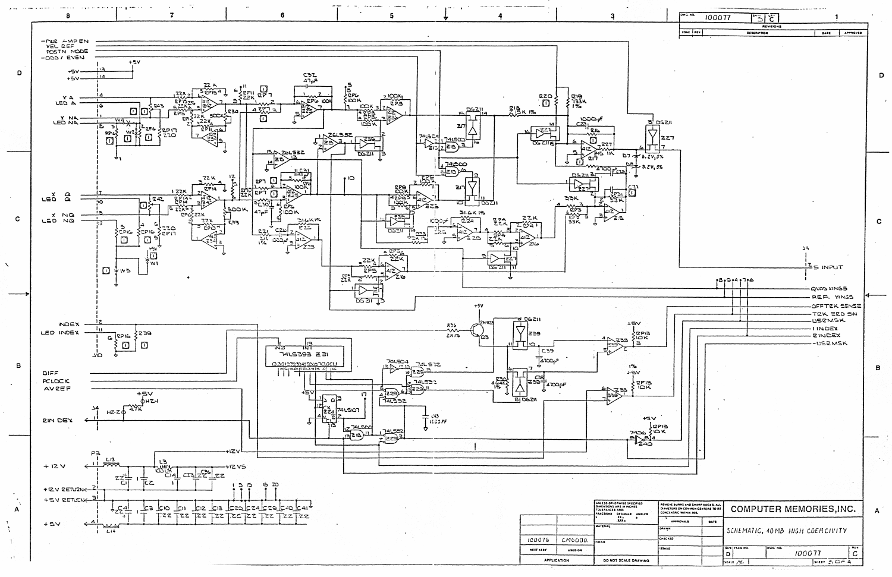DWG NO. 100077 SH 3 C

| ZONE | REV | DESCRIPTION | DATE | APPROVED |
|---|---|---|---|---|
| REVISIONS | | | | |

-PWR AMP EN
VEL REF
POSTN MODE
-ODD / EVEN

+5V
+5V

Y A
LED A
Y NA
LED NA

X Q
LED Q
X NQ
LED NQ

INDEX
LED INDEX

DIFF
PCLOCK
AVREF

RIN DEX

+12V
+12V RETURN
+5V RETURN
+5V

5 INPUT

QUAD XINGS
REF. XINGS
OFFTRK SENSE
TRK ZRO SW
USRMSK
I INDEX
RINDEX
-USRMSK

74LS393 Z31
74LS107
74LS04
74LS32
74LS00
74LS38
26LS32
DG211
412
2N4123

| UNLESS OTHERWISE SPECIFIED DIMENSIONS ARE IN INCHES TOLERANCES ARE: FRACTIONS ± DECIMALS .XX ± .XXX ± ANGLES ± | REMOVE BURRS AND SHARP EDGES. ALL DIAMETERS ON COMMON CENTERS TO BE CONCENTRIC WITHIN .005 | |
|---|---|---|
| MATERIAL | APPROVALS | DATE |
| | DRAWN | |
| FINISH | CHECKED | |
| | ISSUED | |

| 100076 | CM6000 |
|---|---|
| NEXT ASSY | USED ON |
| APPLICATION | |

DO NOT SCALE DRAWING

COMPUTER MEMORIES, INC.

SCHEMATIC, 40MB HIGH COERCIVITY

| SIZE | FSCM NO. | DWG NO. | REV |
|---|---|---|---|
| D | | 100077 | C |
| SCALE N/C | | SHEET 3 OF 4 | |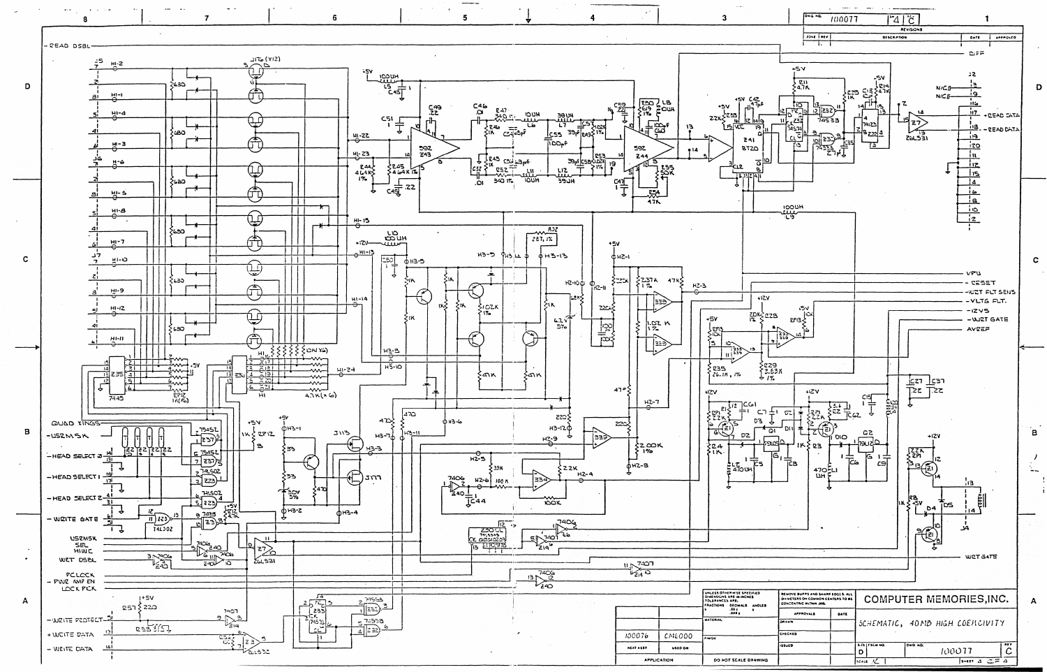DWG NO. 100077 | 4 | C

REVISIONS

| ZONE | REV | DESCRIPTION | DATE | APPROVED |
| --- | --- | --- | --- | --- |
| | | | | |

- READ DSBL
- DIFF
- READ DATA
- READ DATA
- VPU
- RESET
- WRT FLT SENS
- VLTG FLT.
- IZV5
- WRT GATE
- AVREF
- WRT GATE
- QUAD XINGS
- USRMSK
- HEAD SELECT 0
- HEAD SELECT 1
- HEAD SELECT 2
- WRITE GATE
- USRMSK SEL
- HIWC
- WRT DSBL
- PCLOCK
- PWR AMP EN
- LOCK PICK
- WRITE PROTECT
- +WRITE DATA
- WRITE DATA

| | | | |
| --- | --- | --- | --- |
| UNLESS OTHERWISE SPECIFIED DIMENSIONS ARE IN INCHES TOLERANCES ARE: FRACTIONS DECIMALS ANGLES | REMOVE BURRS AND SHARP EDGES. ALL DIAMETERS ON COMMON CENTERS TO BE CONCENTRIC WITHIN .005 | | COMPUTER MEMORIES, INC. |
| MATERIAL | APPROVALS | DATE | |
| | DRAWN | | SCHEMATIC, 40MB HIGH COERCIVITY |
| 100076 / CM6000 — FINISH | CHECKED | | |
| NEXT ASSY / USED ON | ISSUED | | SIZE D — FSCM NO. — DWG NO. 100077 — REV C |
| APPLICATION | DO NOT SCALE DRAWING | | SCALE 1/1 — SHEET 4 OF 4 |